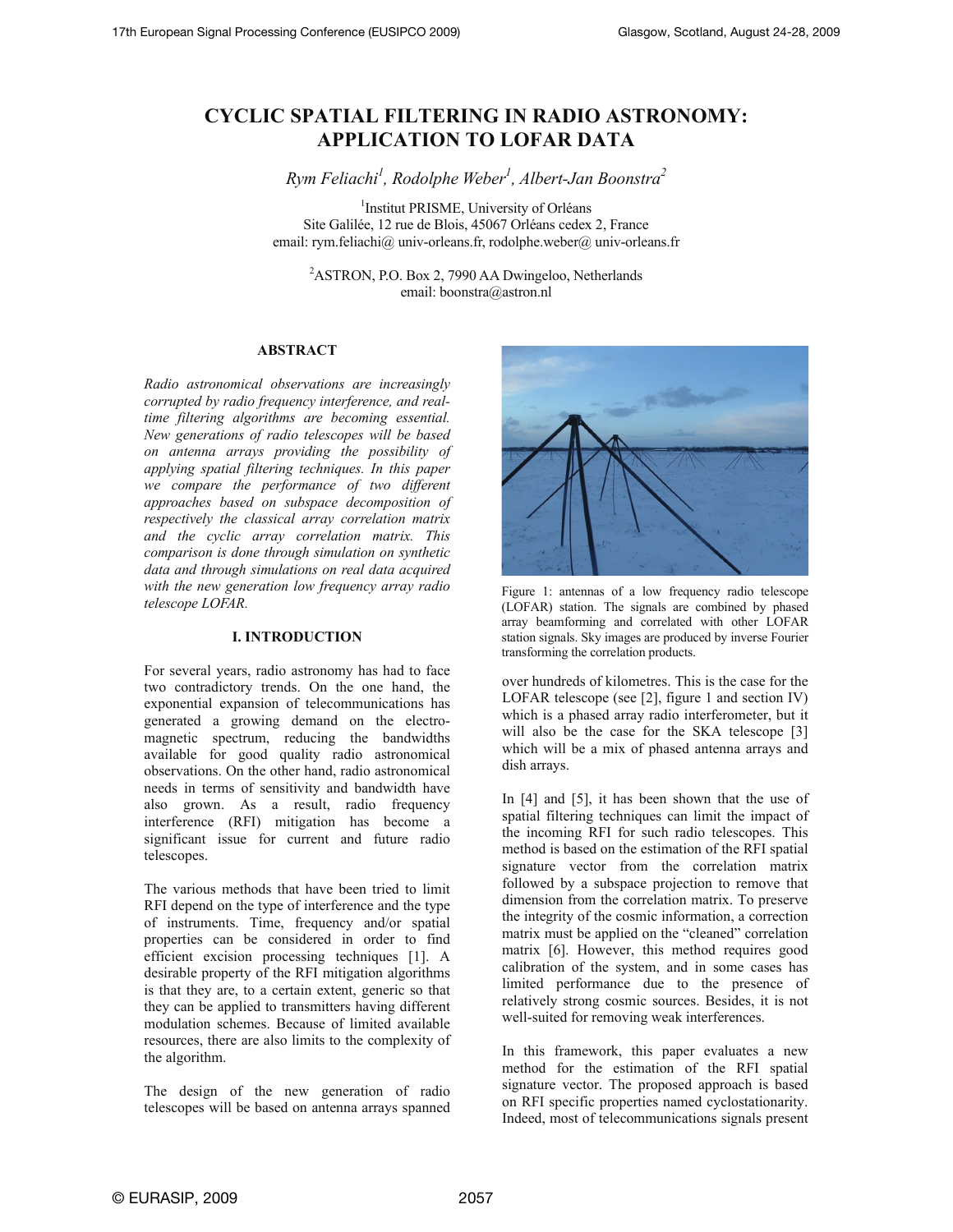# CYCLIC SPATIAL FILTERING IN RADIO ASTRONOMY: APPLICATION TO LOFAR DATA

*Rym Feliachi[1], Rodolphe Weber[1], Albert-Jan Boonstra[2]*

[1]Institut PRISME, University of Orléans
Site Galilée, 12 rue de Blois, 45067 Orléans cedex 2, France
email: rym.feliachi@ univ-orleans.fr, rodolphe.weber@ univ-orleans.fr

[2]ASTRON, P.O. Box 2, 7990 AA Dwingeloo, Netherlands
email: boonstra@astron.nl

## ABSTRACT

*Radio astronomical observations are increasingly corrupted by radio frequency interference, and real-time filtering algorithms are becoming essential. New generations of radio telescopes will be based on antenna arrays providing the possibility of applying spatial filtering techniques. In this paper we compare the performance of two different approaches based on subspace decomposition of respectively the classical array correlation matrix and the cyclic array correlation matrix. This comparison is done through simulation on synthetic data and through simulations on real data acquired with the new generation low frequency array radio telescope LOFAR.*

## I. INTRODUCTION

For several years, radio astronomy has had to face two contradictory trends. On the one hand, the exponential expansion of telecommunications has generated a growing demand on the electromagnetic spectrum, reducing the bandwidths available for good quality radio astronomical observations. On the other hand, radio astronomical needs in terms of sensitivity and bandwidth have also grown. As a result, radio frequency interference (RFI) mitigation has become a significant issue for current and future radio telescopes.

The various methods that have been tried to limit RFI depend on the type of interference and the type of instruments. Time, frequency and/or spatial properties can be considered in order to find efficient excision processing techniques [1]. A desirable property of the RFI mitigation algorithms is that they are, to a certain extent, generic so that they can be applied to transmitters having different modulation schemes. Because of limited available resources, there are also limits to the complexity of the algorithm.

The design of the new generation of radio telescopes will be based on antenna arrays spanned over hundreds of kilometres. This is the case for the LOFAR telescope (see [2], figure 1 and section IV) which is a phased array radio interferometer, but it will also be the case for the SKA telescope [3] which will be a mix of phased antenna arrays and dish arrays.

Figure 1: antennas of a low frequency radio telescope (LOFAR) station. The signals are combined by phased array beamforming and correlated with other LOFAR station signals. Sky images are produced by inverse Fourier transforming the correlation products.

In [4] and [5], it has been shown that the use of spatial filtering techniques can limit the impact of the incoming RFI for such radio telescopes. This method is based on the estimation of the RFI spatial signature vector from the correlation matrix followed by a subspace projection to remove that dimension from the correlation matrix. To preserve the integrity of the cosmic information, a correction matrix must be applied on the "cleaned" correlation matrix [6]. However, this method requires good calibration of the system, and in some cases has limited performance due to the presence of relatively strong cosmic sources. Besides, it is not well-suited for removing weak interferences.

In this framework, this paper evaluates a new method for the estimation of the RFI spatial signature vector. The proposed approach is based on RFI specific properties named cyclostationarity. Indeed, most of telecommunications signals present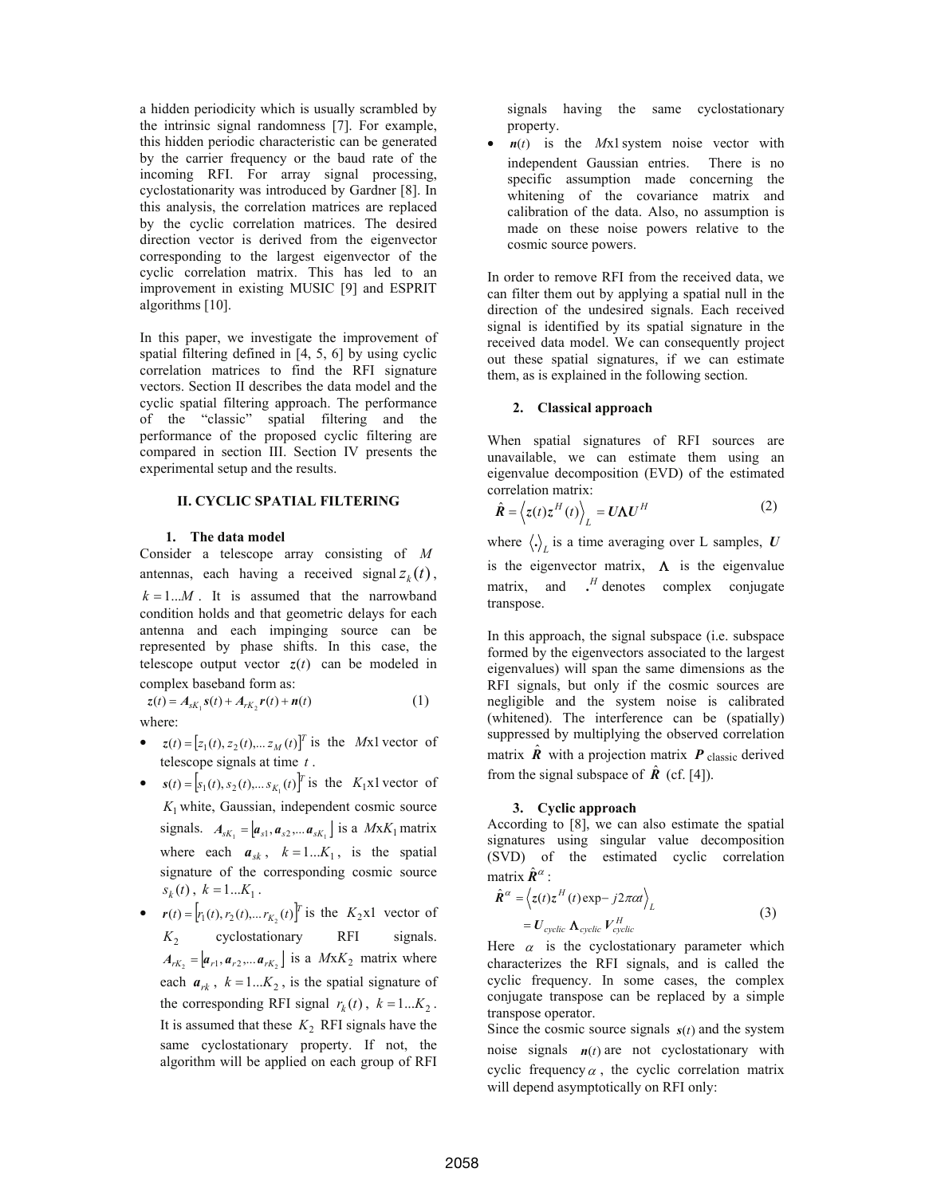a hidden periodicity which is usually scrambled by the intrinsic signal randomness [7]. For example, this hidden periodic characteristic can be generated by the carrier frequency or the baud rate of the incoming RFI. For array signal processing, cyclostationarity was introduced by Gardner [8]. In this analysis, the correlation matrices are replaced by the cyclic correlation matrices. The desired direction vector is derived from the eigenvector corresponding to the largest eigenvector of the cyclic correlation matrix. This has led to an improvement in existing MUSIC [9] and ESPRIT algorithms [10].

In this paper, we investigate the improvement of spatial filtering defined in [4, 5, 6] by using cyclic correlation matrices to find the RFI signature vectors. Section II describes the data model and the cyclic spatial filtering approach. The performance of the "classic" spatial filtering and the performance of the proposed cyclic filtering are compared in section III. Section IV presents the experimental setup and the results.

## II. CYCLIC SPATIAL FILTERING

### 1. The data model

Consider a telescope array consisting of $M$ antennas, each having a received signal $z_k(t)$, $k = 1...M$. It is assumed that the narrowband condition holds and that geometric delays for each antenna and each impinging source can be represented by phase shifts. In this case, the telescope output vector $\boldsymbol{z}(t)$ can be modeled in complex baseband form as:

$$\boldsymbol{z}(t) = \boldsymbol{A}_{sK_1}\boldsymbol{s}(t) + \boldsymbol{A}_{rK_2}\boldsymbol{r}(t) + \boldsymbol{n}(t) \qquad (1)$$

where:

- $\boldsymbol{z}(t) = [z_1(t), z_2(t), ... z_M(t)]^T$ is the $M$x1 vector of telescope signals at time $t$.
- $\boldsymbol{s}(t) = [s_1(t), s_2(t), ... s_{K_1}(t)]^T$ is the $K_1$x1 vector of $K_1$ white, Gaussian, independent cosmic source signals. $\boldsymbol{A}_{sK_1} = [\boldsymbol{a}_{s1}, \boldsymbol{a}_{s2}, ... \boldsymbol{a}_{sK_1}]$ is a $M$x$K_1$ matrix where each $\boldsymbol{a}_{sk}$, $k = 1...K_1$, is the spatial signature of the corresponding cosmic source $s_k(t)$, $k = 1...K_1$.
- $\boldsymbol{r}(t) = [r_1(t), r_2(t), ... r_{K_2}(t)]^T$ is the $K_2$x1 vector of $K_2$ cyclostationary RFI signals. $\boldsymbol{A}_{rK_2} = [\boldsymbol{a}_{r1}, \boldsymbol{a}_{r2}, ... \boldsymbol{a}_{rK_2}]$ is a $M$x$K_2$ matrix where each $\boldsymbol{a}_{rk}$, $k = 1...K_2$, is the spatial signature of the corresponding RFI signal $r_k(t)$, $k = 1...K_2$. It is assumed that these $K_2$ RFI signals have the same cyclostationary property. If not, the algorithm will be applied on each group of RFI signals having the same cyclostationary property.
- $\boldsymbol{n}(t)$ is the $M$x1 system noise vector with independent Gaussian entries. There is no specific assumption made concerning the whitening of the covariance matrix and calibration of the data. Also, no assumption is made on these noise powers relative to the cosmic source powers.

In order to remove RFI from the received data, we can filter them out by applying a spatial null in the direction of the undesired signals. Each received signal is identified by its spatial signature in the received data model. We can consequently project out these spatial signatures, if we can estimate them, as is explained in the following section.

### 2. Classical approach

When spatial signatures of RFI sources are unavailable, we can estimate them using an eigenvalue decomposition (EVD) of the estimated correlation matrix:

$$\hat{\boldsymbol{R}} = \left\langle \boldsymbol{z}(t)\boldsymbol{z}^H(t) \right\rangle_L = \boldsymbol{U}\boldsymbol{\Lambda}\boldsymbol{U}^H \qquad (2)$$

where $\langle . \rangle_L$ is a time averaging over L samples, $\boldsymbol{U}$ is the eigenvector matrix, $\boldsymbol{\Lambda}$ is the eigenvalue matrix, and $.^H$ denotes complex conjugate transpose.

In this approach, the signal subspace (i.e. subspace formed by the eigenvectors associated to the largest eigenvalues) will span the same dimensions as the RFI signals, but only if the cosmic sources are negligible and the system noise is calibrated (whitened). The interference can be (spatially) suppressed by multiplying the observed correlation matrix $\hat{\boldsymbol{R}}$ with a projection matrix $\boldsymbol{P}_{\text{classic}}$ derived from the signal subspace of $\hat{\boldsymbol{R}}$ (cf. [4]).

### 3. Cyclic approach

According to [8], we can also estimate the spatial signatures using singular value decomposition (SVD) of the estimated cyclic correlation matrix $\hat{\boldsymbol{R}}^\alpha$:

$$\begin{aligned} \hat{\boldsymbol{R}}^\alpha &= \left\langle \boldsymbol{z}(t)\boldsymbol{z}^H(t)\exp - j2\pi\alpha t \right\rangle_L \\ &= \boldsymbol{U}_{cyclic}\,\boldsymbol{\Lambda}_{cyclic}\,\boldsymbol{V}_{cyclic}^H \end{aligned} \qquad (3)$$

Here $\alpha$ is the cyclostationary parameter which characterizes the RFI signals, and is called the cyclic frequency. In some cases, the complex conjugate transpose can be replaced by a simple transpose operator.

Since the cosmic source signals $\boldsymbol{s}(t)$ and the system noise signals $\boldsymbol{n}(t)$ are not cyclostationary with cyclic frequency $\alpha$, the cyclic correlation matrix will depend asymptotically on RFI only: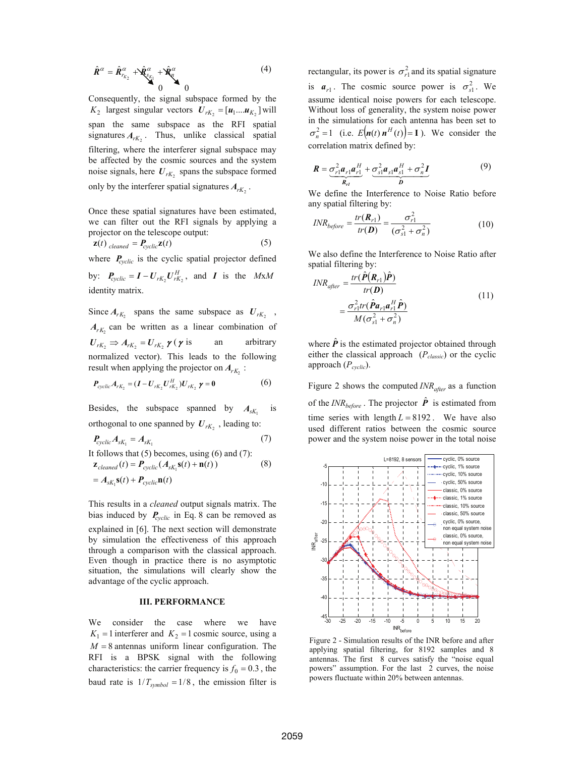$$\hat{\boldsymbol{R}}^{\alpha} = \hat{\boldsymbol{R}}^{\alpha}_{r_{K_2}} + \underbrace{\hat{\boldsymbol{R}}^{\alpha}_{s_{K_1}}}_{0} + \underbrace{\hat{\boldsymbol{R}}^{\alpha}_{n}}_{0} \tag{4}$$

Consequently, the signal subspace formed by the $K_2$ largest singular vectors $\boldsymbol{U}_{rK_2} = [\boldsymbol{u}_1 \ldots \boldsymbol{u}_{K_2}]$ will span the same subspace as the RFI spatial signatures $\boldsymbol{A}_{rK_2}$. Thus, unlike classical spatial filtering, where the interferer signal subspace may be affected by the cosmic sources and the system noise signals, here $\boldsymbol{U}_{rK_2}$ spans the subspace formed only by the interferer spatial signatures $\boldsymbol{A}_{rK_2}$.

Once these spatial signatures have been estimated, we can filter out the RFI signals by applying a projector on the telescope output:

$$\mathbf{z}(t)_{\,cleaned} = \boldsymbol{P}_{cyclic}\mathbf{z}(t) \tag{5}$$

where $\boldsymbol{P}_{cyclic}$ is the cyclic spatial projector defined by: $\boldsymbol{P}_{cyclic} = \boldsymbol{I} - \boldsymbol{U}_{rK_2}\boldsymbol{U}^{H}_{rK_2}$, and $\boldsymbol{I}$ is the $M$x$M$ identity matrix.

Since $\boldsymbol{A}_{rK_2}$ spans the same subspace as $\boldsymbol{U}_{rK_2}$, $\boldsymbol{A}_{rK_2}$ can be written as a linear combination of $\boldsymbol{U}_{rK_2} \Rightarrow \boldsymbol{A}_{rK_2} = \boldsymbol{U}_{rK_2}\boldsymbol{\gamma}$ ($\boldsymbol{\gamma}$ is an arbitrary normalized vector). This leads to the following result when applying the projector on $\boldsymbol{A}_{rK_2}$:

$$\boldsymbol{P}_{cyclic}\boldsymbol{A}_{rK_2} = (\boldsymbol{I} - \boldsymbol{U}_{rK_2}\boldsymbol{U}^{H}_{rK_2})\boldsymbol{U}_{rK_2}\boldsymbol{\gamma} = \boldsymbol{0} \tag{6}$$

Besides, the subspace spanned by $\boldsymbol{A}_{sK_1}$ is orthogonal to one spanned by $\boldsymbol{U}_{rK_2}$, leading to:

$$\boldsymbol{P}_{cyclic}\boldsymbol{A}_{sK_1} = \boldsymbol{A}_{sK_1} \tag{7}$$

It follows that (5) becomes, using (6) and (7):

$$\begin{aligned}\mathbf{z}_{cleaned}(t) &= \boldsymbol{P}_{cyclic}(\boldsymbol{A}_{sK_1}\mathbf{s}(t) + \mathbf{n}(t)) \\ &= \boldsymbol{A}_{sK_1}\mathbf{s}(t) + \boldsymbol{P}_{cyclic}\mathbf{n}(t)\end{aligned} \tag{8}$$

This results in a *cleaned* output signals matrix. The bias induced by $\boldsymbol{P}_{cyclic}$ in Eq. 8 can be removed as explained in [6]. The next section will demonstrate by simulation the effectiveness of this approach through a comparison with the classical approach. Even though in practice there is no asymptotic situation, the simulations will clearly show the advantage of the cyclic approach.

## III. PERFORMANCE

We consider the case where we have $K_1 = 1$ interferer and $K_2 = 1$ cosmic source, using a $M = 8$ antennas uniform linear configuration. The RFI is a BPSK signal with the following characteristics: the carrier frequency is $f_0 = 0.3$, the baud rate is $1/T_{symbol} = 1/8$, the emission filter is rectangular, its power is $\sigma^2_{r1}$ and its spatial signature is $\boldsymbol{a}_{r1}$. The cosmic source power is $\sigma^2_{s1}$. We assume identical noise powers for each telescope. Without loss of generality, the system noise power in the simulations for each antenna has been set to $\sigma^2_n = 1$ (i.e. $E(\boldsymbol{n}(t)\,\boldsymbol{n}^H(t)) = \mathbf{I}$). We consider the correlation matrix defined by:

$$\boldsymbol{R} = \underbrace{\sigma^2_{r1}\boldsymbol{a}_{r1}\boldsymbol{a}^{H}_{r1}}_{\boldsymbol{R}_{rI}} + \underbrace{\sigma^2_{s1}\boldsymbol{a}_{s1}\boldsymbol{a}^{H}_{s1} + \sigma^2_n\boldsymbol{I}}_{\boldsymbol{D}} \tag{9}$$

We define the Interference to Noise Ratio before any spatial filtering by:

$$INR_{before} = \frac{tr(\boldsymbol{R}_{r1})}{tr(\boldsymbol{D})} = \frac{\sigma^2_{r1}}{(\sigma^2_{s1} + \sigma^2_n)} \tag{10}$$

We also define the Interference to Noise Ratio after spatial filtering by:

$$\begin{aligned}INR_{after} &= \frac{tr(\hat{\boldsymbol{P}}(\boldsymbol{R}_{r1})\hat{\boldsymbol{P}})}{tr(\boldsymbol{D})} \\ &= \frac{\sigma^2_{r1}tr(\hat{\boldsymbol{P}}\boldsymbol{a}_{r1}\boldsymbol{a}^{H}_{r1}\hat{\boldsymbol{P}})}{M(\sigma^2_{s1} + \sigma^2_n)}\end{aligned} \tag{11}$$

where $\hat{\boldsymbol{P}}$ is the estimated projector obtained through either the classical approach ($P_{classic}$) or the cyclic approach ($P_{cyclic}$).

Figure 2 shows the computed $INR_{after}$ as a function of the $INR_{before}$. The projector $\hat{\boldsymbol{P}}$ is estimated from time series with length $L = 8192$. We have also used different ratios between the cosmic source power and the system noise power in the total noise

Figure 2 - Simulation results of the INR before and after applying spatial filtering, for 8192 samples and 8 antennas. The first 8 curves satisfy the "noise equal powers" assumption. For the last 2 curves, the noise powers fluctuate within 20% between antennas.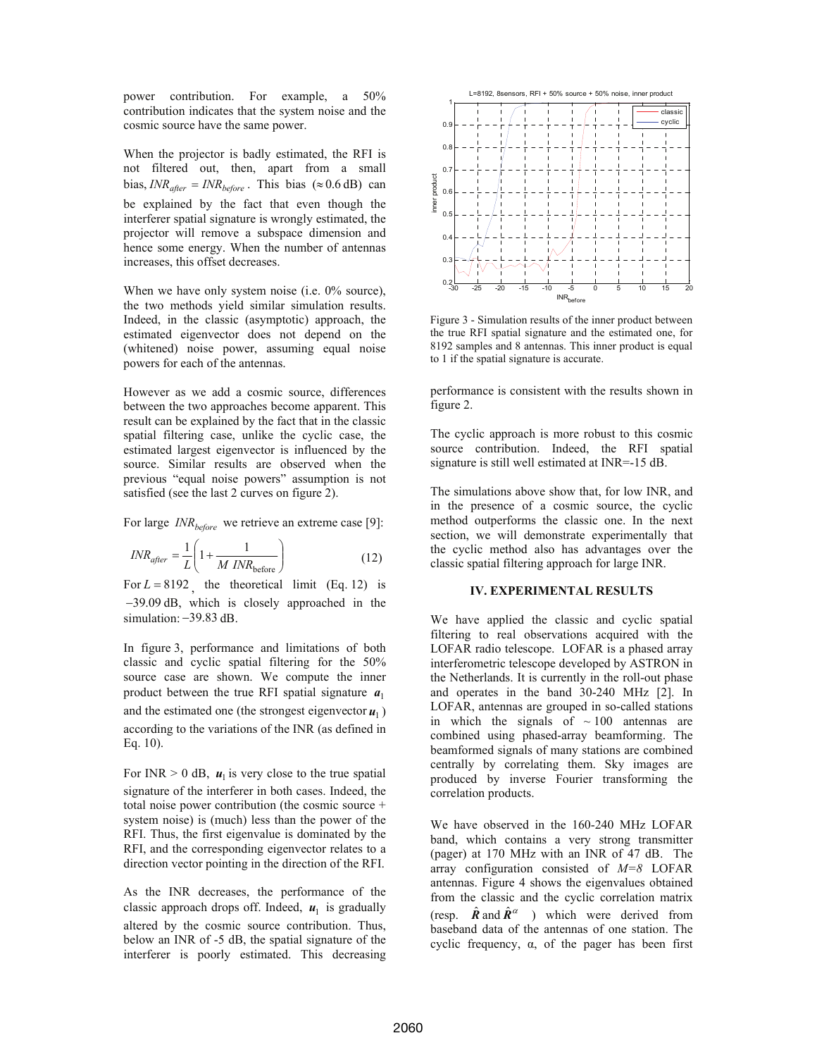power contribution. For example, a 50% contribution indicates that the system noise and the cosmic source have the same power.

When the projector is badly estimated, the RFI is not filtered out, then, apart from a small bias, $INR_{after} = INR_{before}$. This bias ($\approx 0.6$ dB) can be explained by the fact that even though the interferer spatial signature is wrongly estimated, the projector will remove a subspace dimension and hence some energy. When the number of antennas increases, this offset decreases.

When we have only system noise (i.e. 0% source), the two methods yield similar simulation results. Indeed, in the classic (asymptotic) approach, the estimated eigenvector does not depend on the (whitened) noise power, assuming equal noise powers for each of the antennas.

However as we add a cosmic source, differences between the two approaches become apparent. This result can be explained by the fact that in the classic spatial filtering case, unlike the cyclic case, the estimated largest eigenvector is influenced by the source. Similar results are observed when the previous "equal noise powers" assumption is not satisfied (see the last 2 curves on figure 2).

For large $INR_{before}$ we retrieve an extreme case [9]:

$$INR_{after} = \frac{1}{L}\left(1 + \frac{1}{M\ INR_{\text{before}}}\right) \qquad (12)$$

For $L = 8192$, the theoretical limit (Eq. 12) is $-39.09$ dB, which is closely approached in the simulation: $-39.83$ dB.

In figure 3, performance and limitations of both classic and cyclic spatial filtering for the 50% source case are shown. We compute the inner product between the true RFI spatial signature $\boldsymbol{a}_1$ and the estimated one (the strongest eigenvector $\boldsymbol{u}_1$) according to the variations of the INR (as defined in Eq. 10).

For INR > 0 dB, $\boldsymbol{u}_1$ is very close to the true spatial signature of the interferer in both cases. Indeed, the total noise power contribution (the cosmic source + system noise) is (much) less than the power of the RFI. Thus, the first eigenvalue is dominated by the RFI, and the corresponding eigenvector relates to a direction vector pointing in the direction of the RFI.

As the INR decreases, the performance of the classic approach drops off. Indeed, $\boldsymbol{u}_1$ is gradually altered by the cosmic source contribution. Thus, below an INR of -5 dB, the spatial signature of the interferer is poorly estimated. This decreasing performance is consistent with the results shown in figure 2.

Figure 3 - Simulation results of the inner product between the true RFI spatial signature and the estimated one, for 8192 samples and 8 antennas. This inner product is equal to 1 if the spatial signature is accurate.

The cyclic approach is more robust to this cosmic source contribution. Indeed, the RFI spatial signature is still well estimated at INR=-15 dB.

The simulations above show that, for low INR, and in the presence of a cosmic source, the cyclic method outperforms the classic one. In the next section, we will demonstrate experimentally that the cyclic method also has advantages over the classic spatial filtering approach for large INR.

## IV. EXPERIMENTAL RESULTS

We have applied the classic and cyclic spatial filtering to real observations acquired with the LOFAR radio telescope. LOFAR is a phased array interferometric telescope developed by ASTRON in the Netherlands. It is currently in the roll-out phase and operates in the band 30-240 MHz [2]. In LOFAR, antennas are grouped in so-called stations in which the signals of $\sim 100$ antennas are combined using phased-array beamforming. The beamformed signals of many stations are combined centrally by correlating them. Sky images are produced by inverse Fourier transforming the correlation products.

We have observed in the 160-240 MHz LOFAR band, which contains a very strong transmitter (pager) at 170 MHz with an INR of 47 dB. The array configuration consisted of $M=8$ LOFAR antennas. Figure 4 shows the eigenvalues obtained from the classic and the cyclic correlation matrix (resp. $\hat{\boldsymbol{R}}$ and $\hat{\boldsymbol{R}}^{\alpha}$) which were derived from baseband data of the antennas of one station. The cyclic frequency, α, of the pager has been first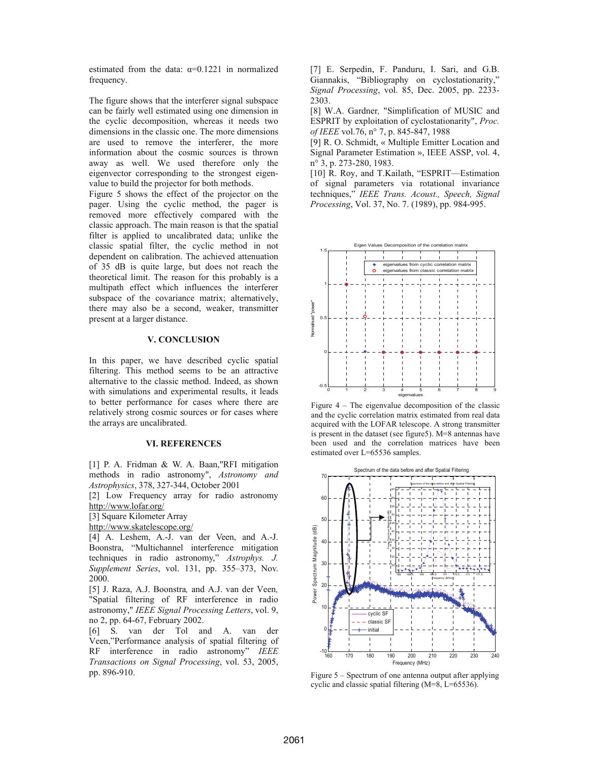estimated from the data: $\alpha$=0.1221 in normalized frequency.

The figure shows that the interferer signal subspace can be fairly well estimated using one dimension in the cyclic decomposition, whereas it needs two dimensions in the classic one. The more dimensions are used to remove the interferer, the more information about the cosmic sources is thrown away as well. We used therefore only the eigenvector corresponding to the strongest eigenvalue to build the projector for both methods.

Figure 5 shows the effect of the projector on the pager. Using the cyclic method, the pager is removed more effectively compared with the classic approach. The main reason is that the spatial filter is applied to uncalibrated data; unlike the classic spatial filter, the cyclic method in not dependent on calibration. The achieved attenuation of 35 dB is quite large, but does not reach the theoretical limit. The reason for this probably is a multipath effect which influences the interferer subspace of the covariance matrix; alternatively, there may also be a second, weaker, transmitter present at a larger distance.

## V. CONCLUSION

In this paper, we have described cyclic spatial filtering. This method seems to be an attractive alternative to the classic method. Indeed, as shown with simulations and experimental results, it leads to better performance for cases where there are relatively strong cosmic sources or for cases where the arrays are uncalibrated.

## VI. REFERENCES

[1] P. A. Fridman & W. A. Baan,"RFI mitigation methods in radio astronomy", *Astronomy and Astrophysics*, 378, 327-344, October 2001

[2] Low Frequency array for radio astronomy http://www.lofar.org/

[3] Square Kilometer Array http://www.skatelescope.org/

[4] A. Leshem, A.-J. van der Veen, and A.-J. Boonstra, "Multichannel interference mitigation techniques in radio astronomy," *Astrophys. J. Supplement Series*, vol. 131, pp. 355–373, Nov. 2000.

[5] J. Raza, A.J. Boonstra*,* and A.J. van der Veen*,* "Spatial filtering of RF interference in radio astronomy," *IEEE Signal Processing Letters*, vol. 9, no 2, pp. 64-67, February 2002.

[6] S. van der Tol and A. van der Veen,"Performance analysis of spatial filtering of RF interference in radio astronomy" *IEEE Transactions on Signal Processing*, vol. 53, 2005, pp. 896-910.

[7] E. Serpedin, F. Panduru, I. Sari, and G.B. Giannakis, "Bibliography on cyclostationarity," *Signal Processing*, vol. 85, Dec. 2005, pp. 2233-2303.

[8] W.A. Gardner*,* "Simplification of MUSIC and ESPRIT by exploitation of cyclostationarity", *Proc. of IEEE* vol.76, n° 7, p. 845-847, 1988

[9] R. O. Schmidt, « Multiple Emitter Location and Signal Parameter Estimation », IEEE ASSP, vol. 4, n° 3, p. 273-280, 1983.

[10] R. Roy, and T.Kailath, "ESPRIT—Estimation of signal parameters via rotational invariance techniques," *IEEE Trans. Acoust., Speech, Signal Processing*, Vol. 37, No. 7. (1989), pp. 984-995.

Eigen Values Decomposition of the correlation matrix

eigenvalues from cyclic correlation matrix

eigenvalues from classic correlation matrix

Normalised "power"

eigenvalues

Figure 4 – The eigenvalue decomposition of the classic and the cyclic correlation matrix estimated from real data acquired with the LOFAR telescope. A strong transmitter is present in the dataset (see figure5). M=8 antennas have been used and the correlation matrices have been estimated over L=65536 samples.

Spectrum of the data before and after Spatial Filtering

Power Spectrum Magnitude (dB)

Frequency (MHz)

cyclic SF

classic SF

initial

Figure 5 – Spectrum of one antenna output after applying cyclic and classic spatial filtering (M=8, L=65536).